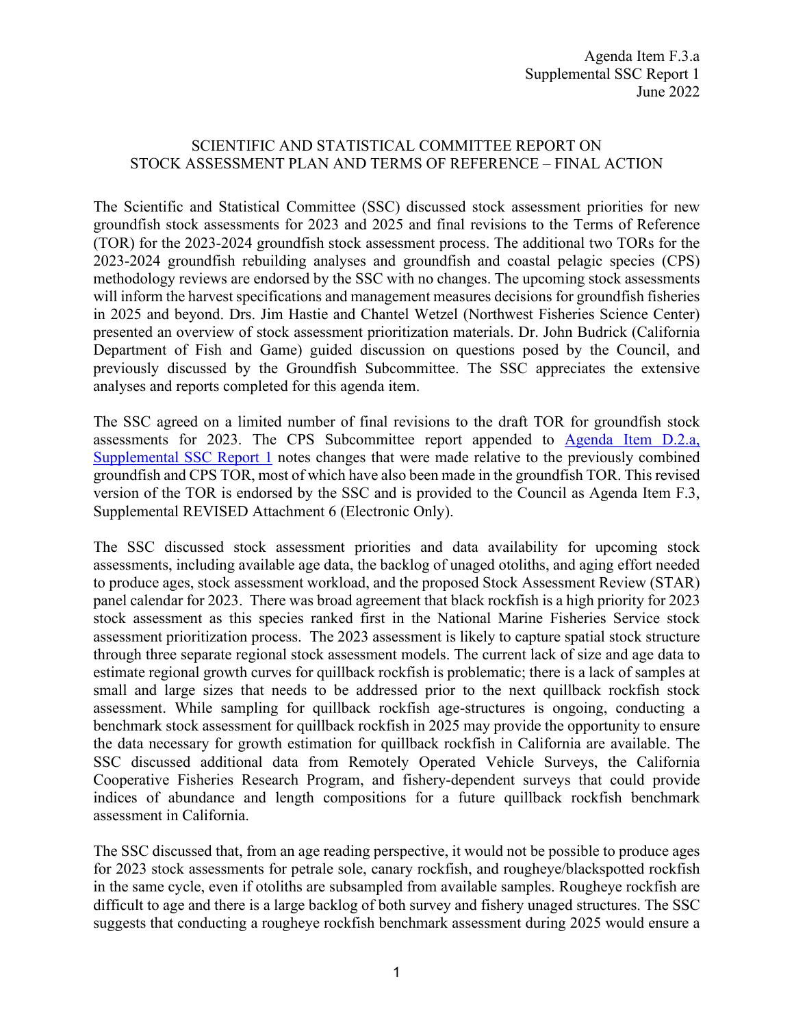Agenda Item F.3.a
Supplemental SSC Report 1
June 2022

# SCIENTIFIC AND STATISTICAL COMMITTEE REPORT ON STOCK ASSESSMENT PLAN AND TERMS OF REFERENCE – FINAL ACTION

The Scientific and Statistical Committee (SSC) discussed stock assessment priorities for new groundfish stock assessments for 2023 and 2025 and final revisions to the Terms of Reference (TOR) for the 2023-2024 groundfish stock assessment process. The additional two TORs for the 2023-2024 groundfish rebuilding analyses and groundfish and coastal pelagic species (CPS) methodology reviews are endorsed by the SSC with no changes. The upcoming stock assessments will inform the harvest specifications and management measures decisions for groundfish fisheries in 2025 and beyond. Drs. Jim Hastie and Chantel Wetzel (Northwest Fisheries Science Center) presented an overview of stock assessment prioritization materials. Dr. John Budrick (California Department of Fish and Game) guided discussion on questions posed by the Council, and previously discussed by the Groundfish Subcommittee. The SSC appreciates the extensive analyses and reports completed for this agenda item.

The SSC agreed on a limited number of final revisions to the draft TOR for groundfish stock assessments for 2023. The CPS Subcommittee report appended to Agenda Item D.2.a, Supplemental SSC Report 1 notes changes that were made relative to the previously combined groundfish and CPS TOR, most of which have also been made in the groundfish TOR. This revised version of the TOR is endorsed by the SSC and is provided to the Council as Agenda Item F.3, Supplemental REVISED Attachment 6 (Electronic Only).

The SSC discussed stock assessment priorities and data availability for upcoming stock assessments, including available age data, the backlog of unaged otoliths, and aging effort needed to produce ages, stock assessment workload, and the proposed Stock Assessment Review (STAR) panel calendar for 2023. There was broad agreement that black rockfish is a high priority for 2023 stock assessment as this species ranked first in the National Marine Fisheries Service stock assessment prioritization process. The 2023 assessment is likely to capture spatial stock structure through three separate regional stock assessment models. The current lack of size and age data to estimate regional growth curves for quillback rockfish is problematic; there is a lack of samples at small and large sizes that needs to be addressed prior to the next quillback rockfish stock assessment. While sampling for quillback rockfish age-structures is ongoing, conducting a benchmark stock assessment for quillback rockfish in 2025 may provide the opportunity to ensure the data necessary for growth estimation for quillback rockfish in California are available. The SSC discussed additional data from Remotely Operated Vehicle Surveys, the California Cooperative Fisheries Research Program, and fishery-dependent surveys that could provide indices of abundance and length compositions for a future quillback rockfish benchmark assessment in California.

The SSC discussed that, from an age reading perspective, it would not be possible to produce ages for 2023 stock assessments for petrale sole, canary rockfish, and rougheye/blackspotted rockfish in the same cycle, even if otoliths are subsampled from available samples. Rougheye rockfish are difficult to age and there is a large backlog of both survey and fishery unaged structures. The SSC suggests that conducting a rougheye rockfish benchmark assessment during 2025 would ensure a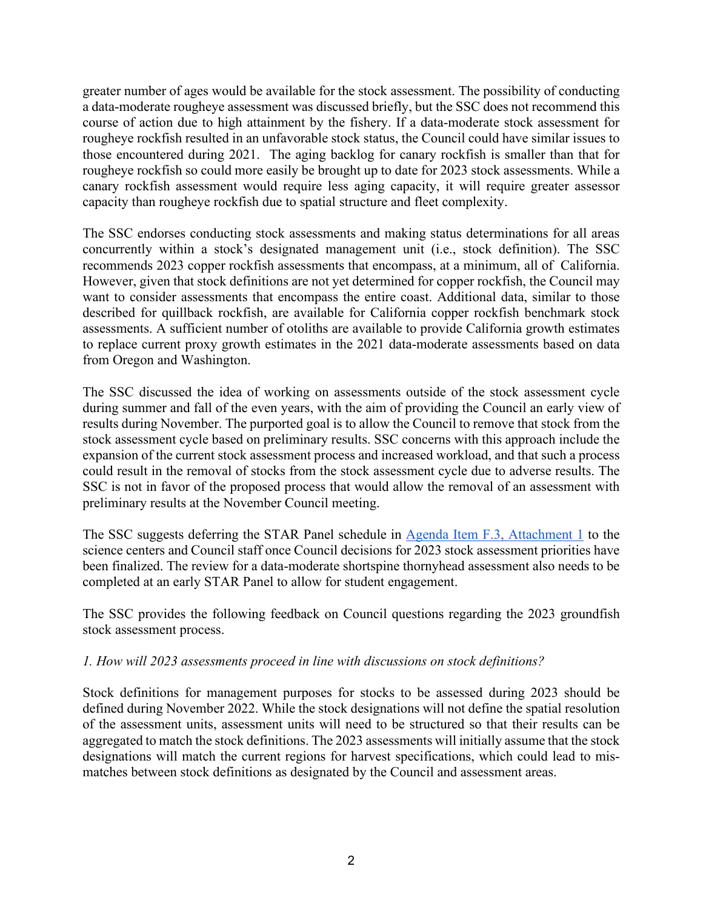greater number of ages would be available for the stock assessment. The possibility of conducting a data-moderate rougheye assessment was discussed briefly, but the SSC does not recommend this course of action due to high attainment by the fishery. If a data-moderate stock assessment for rougheye rockfish resulted in an unfavorable stock status, the Council could have similar issues to those encountered during 2021. The aging backlog for canary rockfish is smaller than that for rougheye rockfish so could more easily be brought up to date for 2023 stock assessments. While a canary rockfish assessment would require less aging capacity, it will require greater assessor capacity than rougheye rockfish due to spatial structure and fleet complexity.

The SSC endorses conducting stock assessments and making status determinations for all areas concurrently within a stock's designated management unit (i.e., stock definition). The SSC recommends 2023 copper rockfish assessments that encompass, at a minimum, all of California. However, given that stock definitions are not yet determined for copper rockfish, the Council may want to consider assessments that encompass the entire coast. Additional data, similar to those described for quillback rockfish, are available for California copper rockfish benchmark stock assessments. A sufficient number of otoliths are available to provide California growth estimates to replace current proxy growth estimates in the 2021 data-moderate assessments based on data from Oregon and Washington.

The SSC discussed the idea of working on assessments outside of the stock assessment cycle during summer and fall of the even years, with the aim of providing the Council an early view of results during November. The purported goal is to allow the Council to remove that stock from the stock assessment cycle based on preliminary results. SSC concerns with this approach include the expansion of the current stock assessment process and increased workload, and that such a process could result in the removal of stocks from the stock assessment cycle due to adverse results. The SSC is not in favor of the proposed process that would allow the removal of an assessment with preliminary results at the November Council meeting.

The SSC suggests deferring the STAR Panel schedule in Agenda Item F.3, Attachment 1 to the science centers and Council staff once Council decisions for 2023 stock assessment priorities have been finalized. The review for a data-moderate shortspine thornyhead assessment also needs to be completed at an early STAR Panel to allow for student engagement.

The SSC provides the following feedback on Council questions regarding the 2023 groundfish stock assessment process.

*1. How will 2023 assessments proceed in line with discussions on stock definitions?*

Stock definitions for management purposes for stocks to be assessed during 2023 should be defined during November 2022. While the stock designations will not define the spatial resolution of the assessment units, assessment units will need to be structured so that their results can be aggregated to match the stock definitions. The 2023 assessments will initially assume that the stock designations will match the current regions for harvest specifications, which could lead to mis-matches between stock definitions as designated by the Council and assessment areas.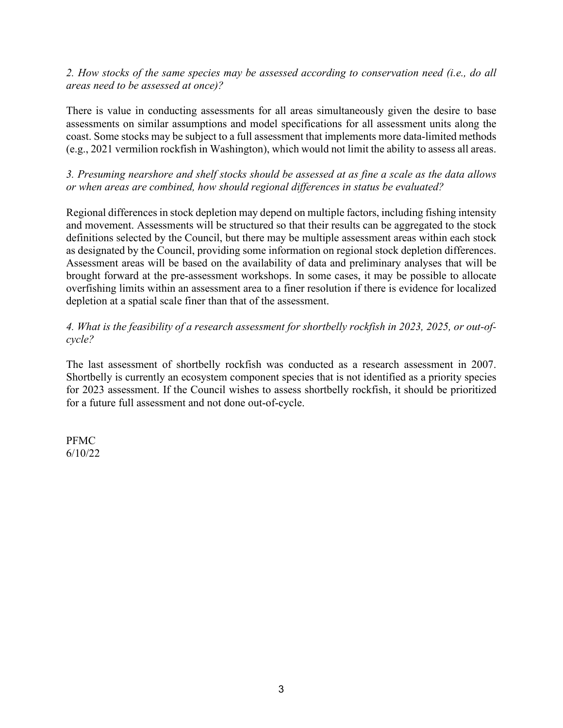*2. How stocks of the same species may be assessed according to conservation need (i.e., do all areas need to be assessed at once)?*

There is value in conducting assessments for all areas simultaneously given the desire to base assessments on similar assumptions and model specifications for all assessment units along the coast. Some stocks may be subject to a full assessment that implements more data-limited methods (e.g., 2021 vermilion rockfish in Washington), which would not limit the ability to assess all areas.

*3. Presuming nearshore and shelf stocks should be assessed at as fine a scale as the data allows or when areas are combined, how should regional differences in status be evaluated?*

Regional differences in stock depletion may depend on multiple factors, including fishing intensity and movement. Assessments will be structured so that their results can be aggregated to the stock definitions selected by the Council, but there may be multiple assessment areas within each stock as designated by the Council, providing some information on regional stock depletion differences. Assessment areas will be based on the availability of data and preliminary analyses that will be brought forward at the pre-assessment workshops. In some cases, it may be possible to allocate overfishing limits within an assessment area to a finer resolution if there is evidence for localized depletion at a spatial scale finer than that of the assessment.

*4. What is the feasibility of a research assessment for shortbelly rockfish in 2023, 2025, or out-of-cycle?*

The last assessment of shortbelly rockfish was conducted as a research assessment in 2007. Shortbelly is currently an ecosystem component species that is not identified as a priority species for 2023 assessment. If the Council wishes to assess shortbelly rockfish, it should be prioritized for a future full assessment and not done out-of-cycle.

PFMC
6/10/22